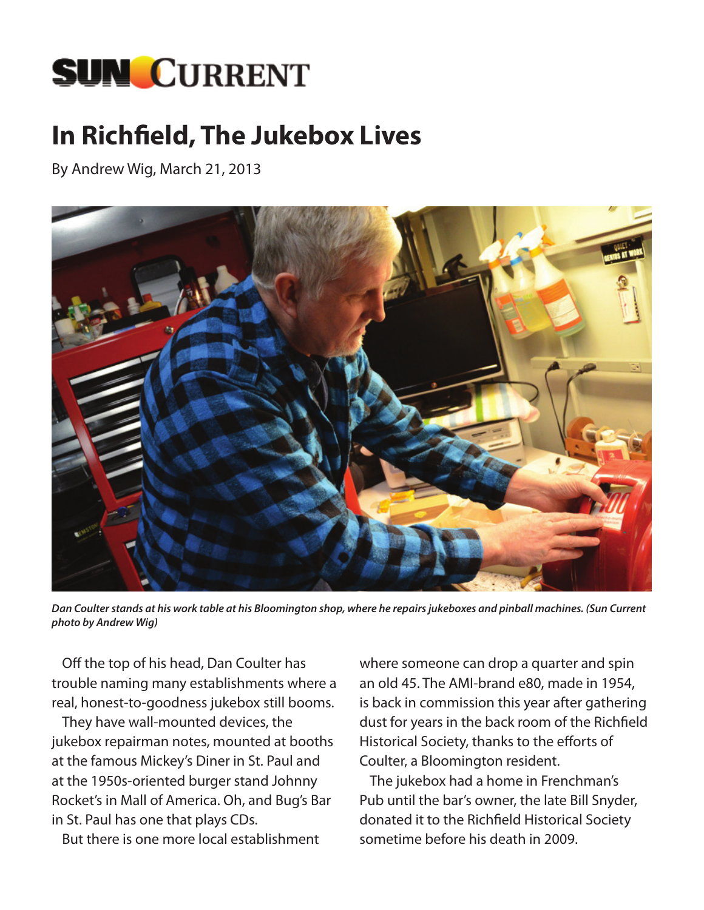# SUN CURRENT

## In Richfield, The Jukebox Lives

By Andrew Wig, March 21, 2013

*Dan Coulter stands at his work table at his Bloomington shop, where he repairs jukeboxes and pinball machines. (Sun Current photo by Andrew Wig)*

Off the top of his head, Dan Coulter has trouble naming many establishments where a real, honest-to-goodness jukebox still booms.

They have wall-mounted devices, the jukebox repairman notes, mounted at booths at the famous Mickey's Diner in St. Paul and at the 1950s-oriented burger stand Johnny Rocket's in Mall of America. Oh, and Bug's Bar in St. Paul has one that plays CDs.

But there is one more local establishment where someone can drop a quarter and spin an old 45. The AMI-brand e80, made in 1954, is back in commission this year after gathering dust for years in the back room of the Richfield Historical Society, thanks to the efforts of Coulter, a Bloomington resident.

The jukebox had a home in Frenchman's Pub until the bar's owner, the late Bill Snyder, donated it to the Richfield Historical Society sometime before his death in 2009.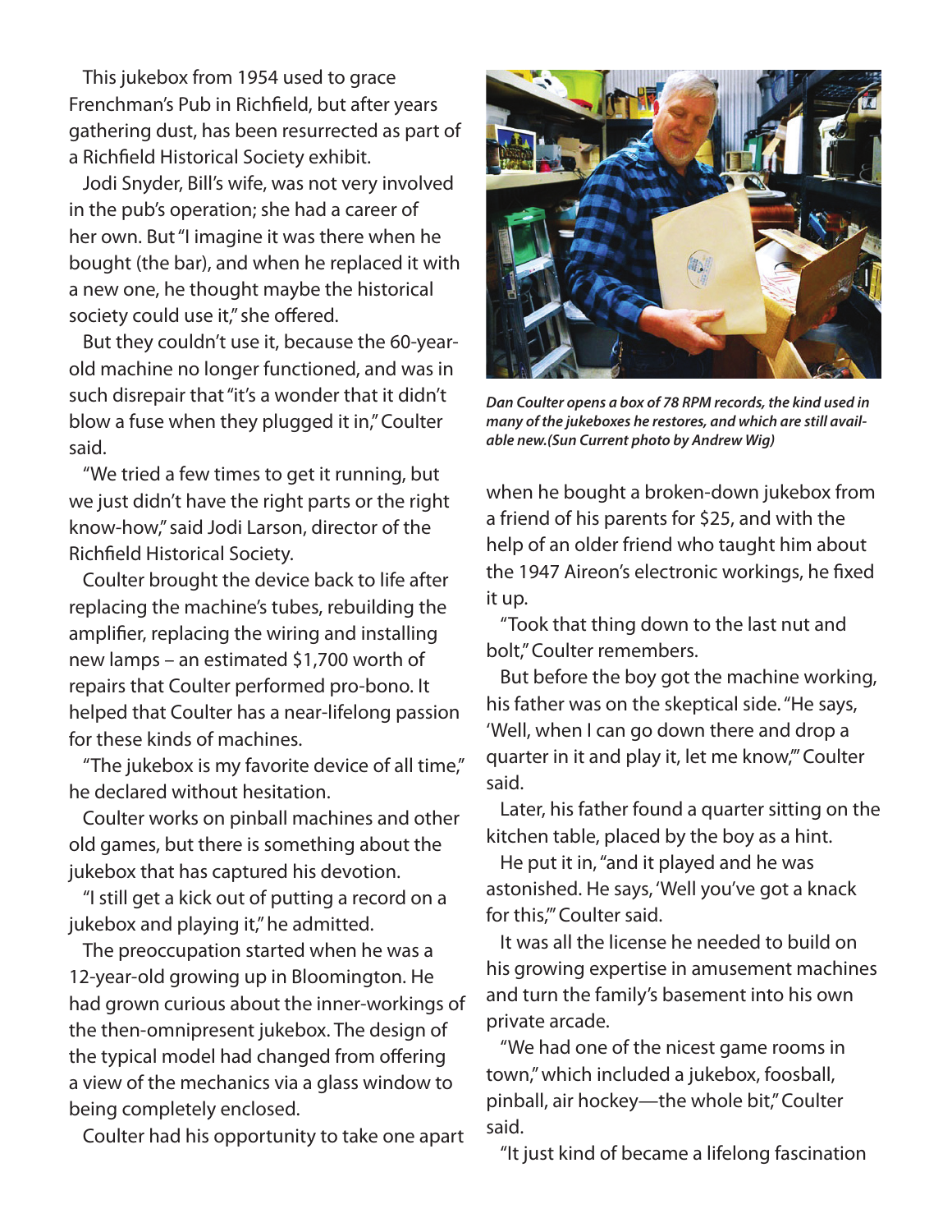This jukebox from 1954 used to grace Frenchman's Pub in Richfield, but after years gathering dust, has been resurrected as part of a Richfield Historical Society exhibit.

Jodi Snyder, Bill's wife, was not very involved in the pub's operation; she had a career of her own. But "I imagine it was there when he bought (the bar), and when he replaced it with a new one, he thought maybe the historical society could use it," she offered.

But they couldn't use it, because the 60-year-old machine no longer functioned, and was in such disrepair that "it's a wonder that it didn't blow a fuse when they plugged it in," Coulter said.

"We tried a few times to get it running, but we just didn't have the right parts or the right know-how," said Jodi Larson, director of the Richfield Historical Society.

Coulter brought the device back to life after replacing the machine's tubes, rebuilding the amplifier, replacing the wiring and installing new lamps – an estimated $1,700 worth of repairs that Coulter performed pro-bono. It helped that Coulter has a near-lifelong passion for these kinds of machines.

"The jukebox is my favorite device of all time," he declared without hesitation.

Coulter works on pinball machines and other old games, but there is something about the jukebox that has captured his devotion.

"I still get a kick out of putting a record on a jukebox and playing it," he admitted.

The preoccupation started when he was a 12-year-old growing up in Bloomington. He had grown curious about the inner-workings of the then-omnipresent jukebox. The design of the typical model had changed from offering a view of the mechanics via a glass window to being completely enclosed.

Coulter had his opportunity to take one apart when he bought a broken-down jukebox from a friend of his parents for $25, and with the help of an older friend who taught him about the 1947 Aireon's electronic workings, he fixed it up.

*Dan Coulter opens a box of 78 RPM records, the kind used in many of the jukeboxes he restores, and which are still available new.(Sun Current photo by Andrew Wig)*

"Took that thing down to the last nut and bolt," Coulter remembers.

But before the boy got the machine working, his father was on the skeptical side. "He says, 'Well, when I can go down there and drop a quarter in it and play it, let me know,'" Coulter said.

Later, his father found a quarter sitting on the kitchen table, placed by the boy as a hint.

He put it in, "and it played and he was astonished. He says, 'Well you've got a knack for this,'" Coulter said.

It was all the license he needed to build on his growing expertise in amusement machines and turn the family's basement into his own private arcade.

"We had one of the nicest game rooms in town," which included a jukebox, foosball, pinball, air hockey—the whole bit," Coulter said.

"It just kind of became a lifelong fascination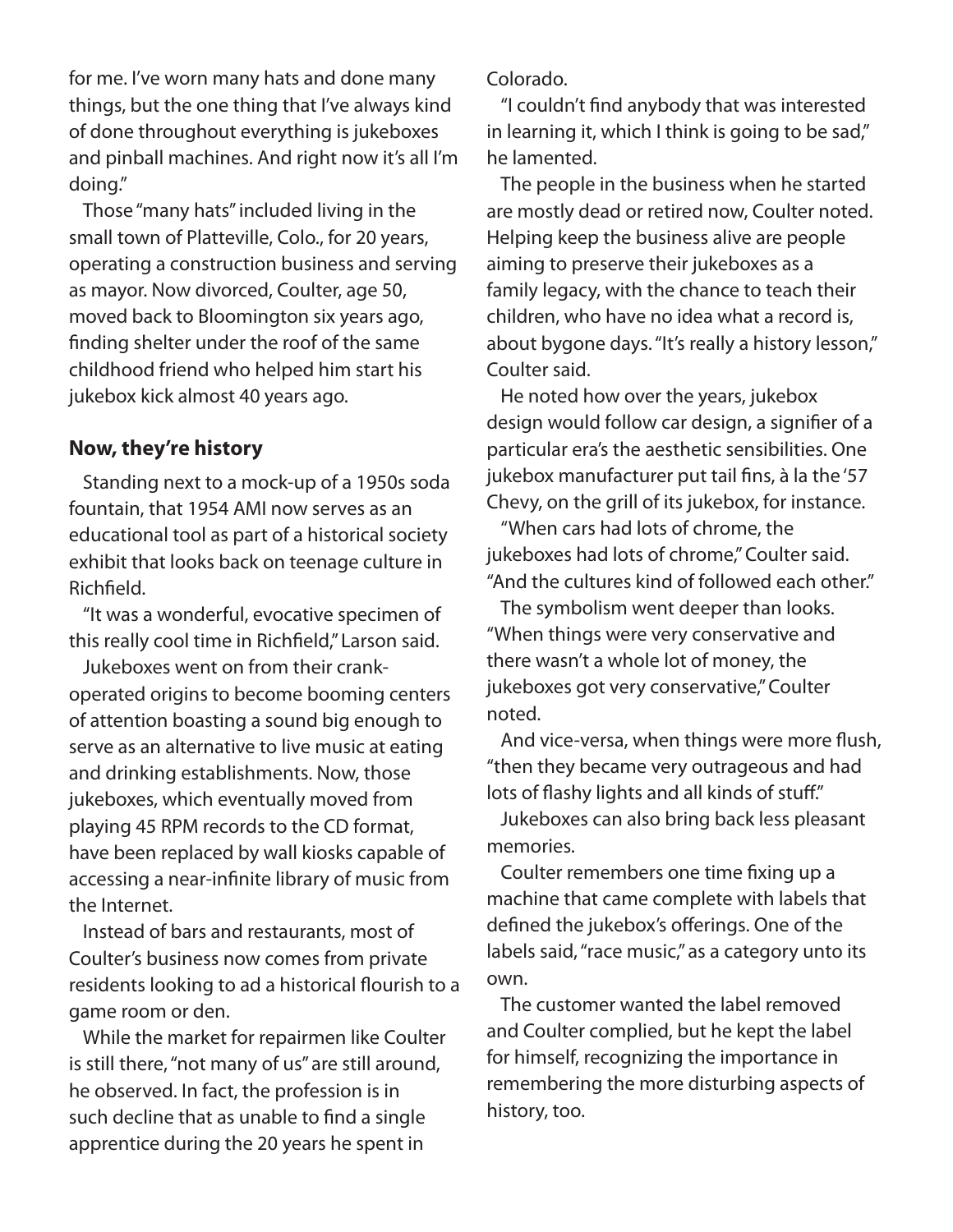for me. I've worn many hats and done many things, but the one thing that I've always kind of done throughout everything is jukeboxes and pinball machines. And right now it's all I'm doing."

Those "many hats" included living in the small town of Platteville, Colo., for 20 years, operating a construction business and serving as mayor. Now divorced, Coulter, age 50, moved back to Bloomington six years ago, finding shelter under the roof of the same childhood friend who helped him start his jukebox kick almost 40 years ago.

### Now, they're history

Standing next to a mock-up of a 1950s soda fountain, that 1954 AMI now serves as an educational tool as part of a historical society exhibit that looks back on teenage culture in Richfield.

"It was a wonderful, evocative specimen of this really cool time in Richfield," Larson said.

Jukeboxes went on from their crank-operated origins to become booming centers of attention boasting a sound big enough to serve as an alternative to live music at eating and drinking establishments. Now, those jukeboxes, which eventually moved from playing 45 RPM records to the CD format, have been replaced by wall kiosks capable of accessing a near-infinite library of music from the Internet.

Instead of bars and restaurants, most of Coulter's business now comes from private residents looking to ad a historical flourish to a game room or den.

While the market for repairmen like Coulter is still there, "not many of us" are still around, he observed. In fact, the profession is in such decline that as unable to find a single apprentice during the 20 years he spent in Colorado.

"I couldn't find anybody that was interested in learning it, which I think is going to be sad," he lamented.

The people in the business when he started are mostly dead or retired now, Coulter noted. Helping keep the business alive are people aiming to preserve their jukeboxes as a family legacy, with the chance to teach their children, who have no idea what a record is, about bygone days. "It's really a history lesson," Coulter said.

He noted how over the years, jukebox design would follow car design, a signifier of a particular era's the aesthetic sensibilities. One jukebox manufacturer put tail fins, à la the '57 Chevy, on the grill of its jukebox, for instance.

"When cars had lots of chrome, the jukeboxes had lots of chrome," Coulter said. "And the cultures kind of followed each other."

The symbolism went deeper than looks. "When things were very conservative and there wasn't a whole lot of money, the jukeboxes got very conservative," Coulter noted.

And vice-versa, when things were more flush, "then they became very outrageous and had lots of flashy lights and all kinds of stuff."

Jukeboxes can also bring back less pleasant memories.

Coulter remembers one time fixing up a machine that came complete with labels that defined the jukebox's offerings. One of the labels said, "race music," as a category unto its own.

The customer wanted the label removed and Coulter complied, but he kept the label for himself, recognizing the importance in remembering the more disturbing aspects of history, too.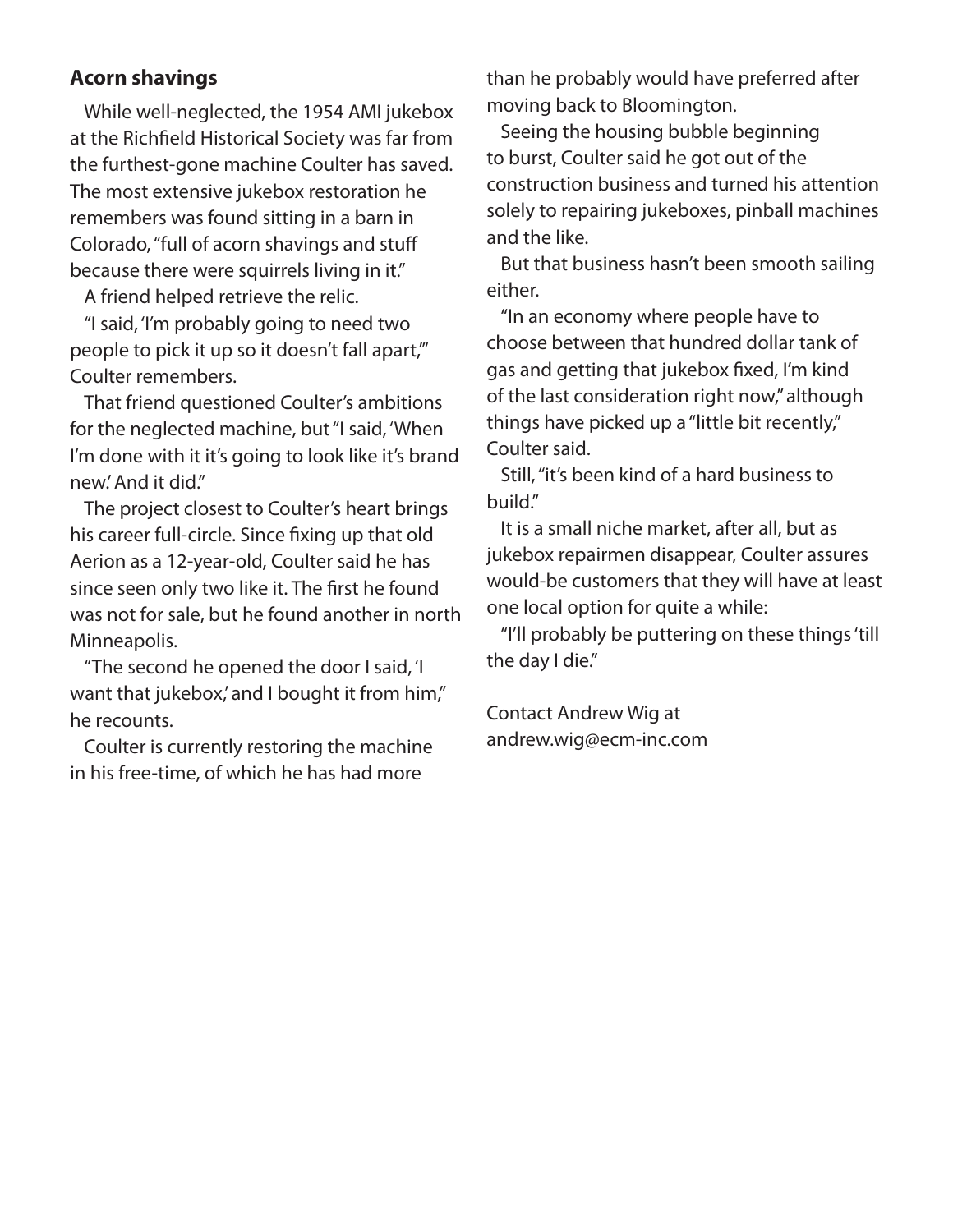### Acorn shavings

While well-neglected, the 1954 AMI jukebox at the Richfield Historical Society was far from the furthest-gone machine Coulter has saved. The most extensive jukebox restoration he remembers was found sitting in a barn in Colorado, "full of acorn shavings and stuff because there were squirrels living in it."

A friend helped retrieve the relic.

"I said, 'I'm probably going to need two people to pick it up so it doesn't fall apart,'" Coulter remembers.

That friend questioned Coulter's ambitions for the neglected machine, but "I said, 'When I'm done with it it's going to look like it's brand new.' And it did."

The project closest to Coulter's heart brings his career full-circle. Since fixing up that old Aerion as a 12-year-old, Coulter said he has since seen only two like it. The first he found was not for sale, but he found another in north Minneapolis.

"The second he opened the door I said, 'I want that jukebox,' and I bought it from him," he recounts.

Coulter is currently restoring the machine in his free-time, of which he has had more than he probably would have preferred after moving back to Bloomington.

Seeing the housing bubble beginning to burst, Coulter said he got out of the construction business and turned his attention solely to repairing jukeboxes, pinball machines and the like.

But that business hasn't been smooth sailing either.

"In an economy where people have to choose between that hundred dollar tank of gas and getting that jukebox fixed, I'm kind of the last consideration right now," although things have picked up a "little bit recently," Coulter said.

Still, "it's been kind of a hard business to build."

It is a small niche market, after all, but as jukebox repairmen disappear, Coulter assures would-be customers that they will have at least one local option for quite a while:

"I'll probably be puttering on these things 'till the day I die."

Contact Andrew Wig at andrew.wig@ecm-inc.com